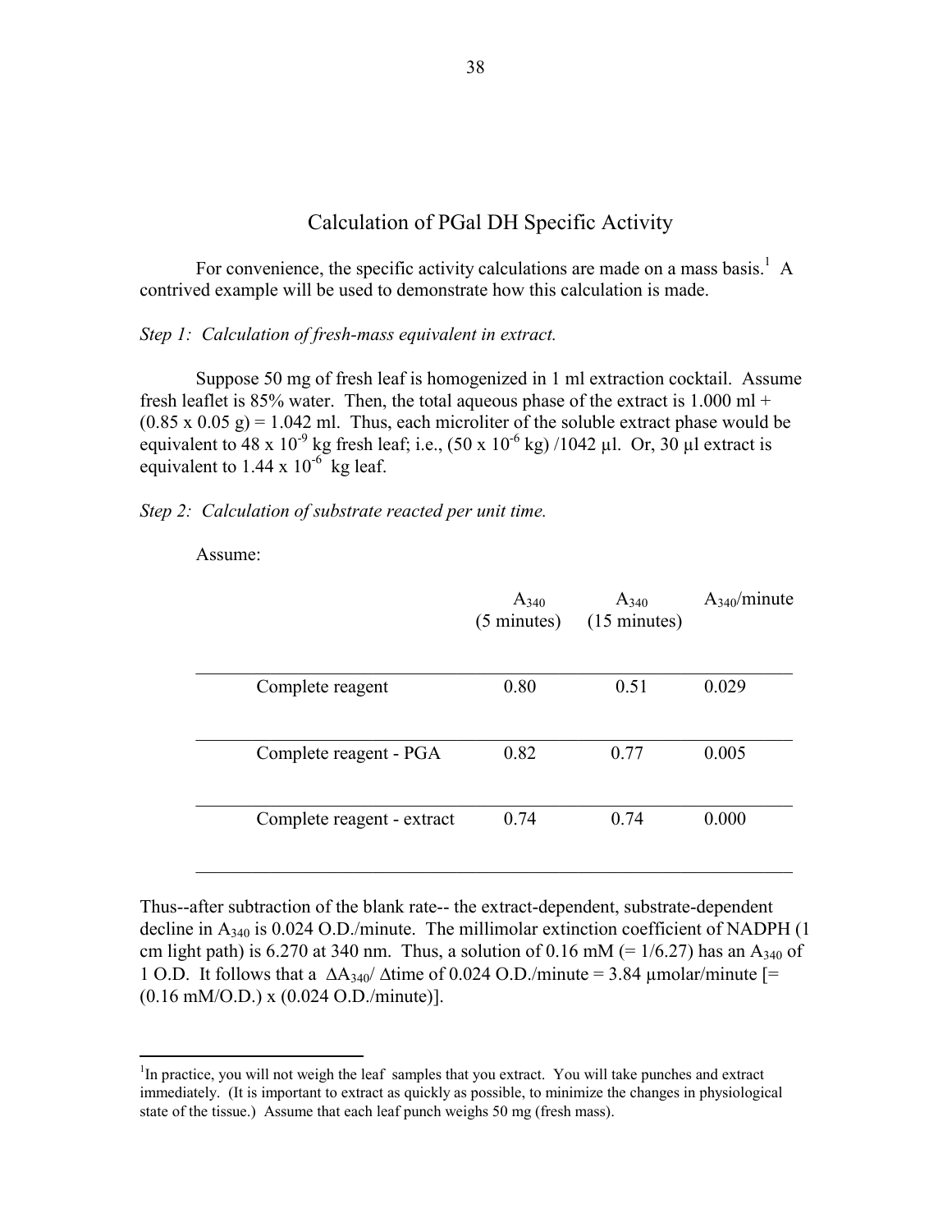# Calculation of PGal DH Specific Activity

For convenience, the specific activity calculations are made on a mass basis.[1] A contrived example will be used to demonstrate how this calculation is made.

*Step 1: Calculation of fresh-mass equivalent in extract.*

Suppose 50 mg of fresh leaf is homogenized in 1 ml extraction cocktail. Assume fresh leaflet is 85% water. Then, the total aqueous phase of the extract is 1.000 ml + (0.85 x 0.05 g) = 1.042 ml. Thus, each microliter of the soluble extract phase would be equivalent to 48 x $10^{-9}$ kg fresh leaf; i.e., (50 x $10^{-6}$ kg) /1042 µl. Or, 30 µl extract is equivalent to 1.44 x $10^{-6}$ kg leaf.

*Step 2: Calculation of substrate reacted per unit time.*

Assume:

| | $A_{340}$ (5 minutes) | $A_{340}$ (15 minutes) | $A_{340}$/minute |
|---|---|---|---|
| Complete reagent | 0.80 | 0.51 | 0.029 |
| Complete reagent - PGA | 0.82 | 0.77 | 0.005 |
| Complete reagent - extract | 0.74 | 0.74 | 0.000 |

Thus--after subtraction of the blank rate-- the extract-dependent, substrate-dependent decline in $A_{340}$ is 0.024 O.D./minute. The millimolar extinction coefficient of NADPH (1 cm light path) is 6.270 at 340 nm. Thus, a solution of 0.16 mM (= 1/6.27) has an $A_{340}$ of 1 O.D. It follows that a $\Delta A_{340}/\Delta$time of 0.024 O.D./minute = 3.84 µmolar/minute [= (0.16 mM/O.D.) x (0.024 O.D./minute)].

[1] In practice, you will not weigh the leaf samples that you extract. You will take punches and extract immediately. (It is important to extract as quickly as possible, to minimize the changes in physiological state of the tissue.) Assume that each leaf punch weighs 50 mg (fresh mass).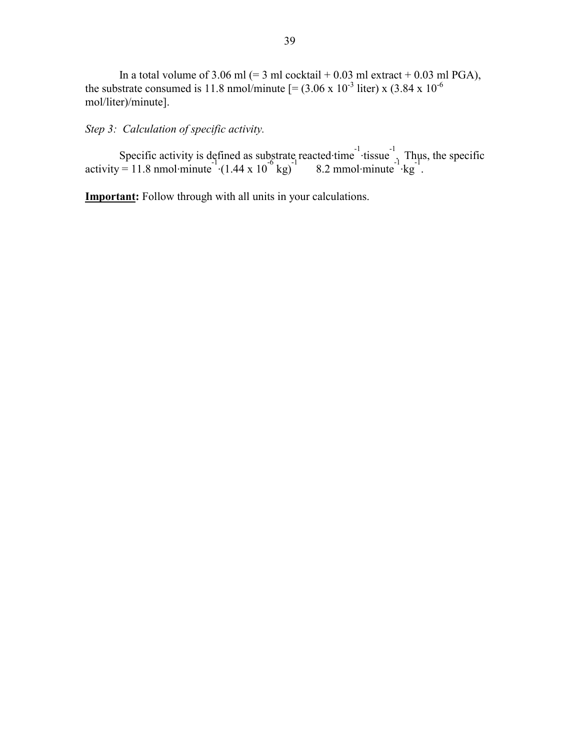In a total volume of 3.06 ml (= 3 ml cocktail + 0.03 ml extract + 0.03 ml PGA), the substrate consumed is 11.8 nmol/minute [= ($3.06 \times 10^{-3}$ liter) x ($3.84 \times 10^{-6}$ mol/liter)/minute].

*Step 3: Calculation of specific activity.*

Specific activity is defined as substrate reacted·time$^{-1}$·tissue$^{-1}$. Thus, the specific activity = 11.8 nmol·minute$^{-1}$·($1.44 \times 10^{-6}$ kg)$^{-1}$ 8.2 mmol·minute$^{-1}$·kg$^{-1}$.

**Important:** Follow through with all units in your calculations.